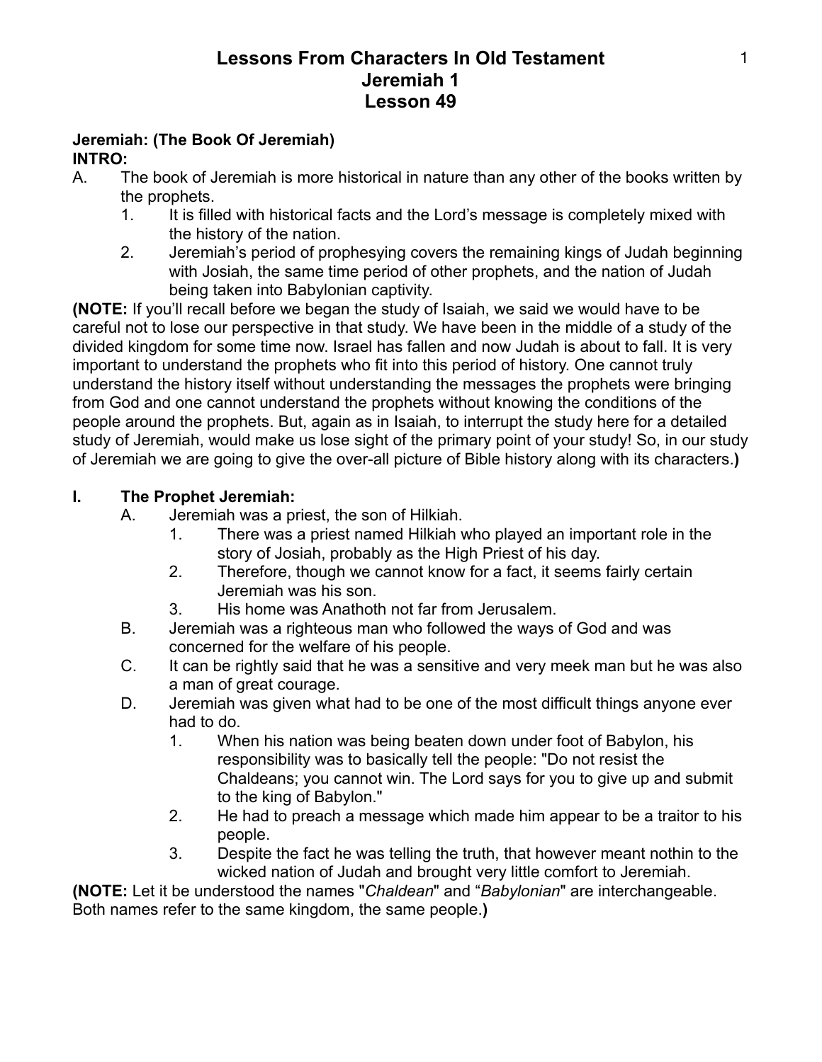# Lessons From Characters In Old Testament
# Jeremiah 1
# Lesson 49

**Jeremiah: (The Book Of Jeremiah)**
**INTRO:**

A. The book of Jeremiah is more historical in nature than any other of the books written by the prophets.
   1. It is filled with historical facts and the Lord's message is completely mixed with the history of the nation.
   2. Jeremiah's period of prophesying covers the remaining kings of Judah beginning with Josiah, the same time period of other prophets, and the nation of Judah being taken into Babylonian captivity.

**(NOTE:** If you'll recall before we began the study of Isaiah, we said we would have to be careful not to lose our perspective in that study. We have been in the middle of a study of the divided kingdom for some time now. Israel has fallen and now Judah is about to fall. It is very important to understand the prophets who fit into this period of history. One cannot truly understand the history itself without understanding the messages the prophets were bringing from God and one cannot understand the prophets without knowing the conditions of the people around the prophets. But, again as in Isaiah, to interrupt the study here for a detailed study of Jeremiah, would make us lose sight of the primary point of your study! So, in our study of Jeremiah we are going to give the over-all picture of Bible history along with its characters.**)**

## I. The Prophet Jeremiah:

A. Jeremiah was a priest, the son of Hilkiah.
   1. There was a priest named Hilkiah who played an important role in the story of Josiah, probably as the High Priest of his day.
   2. Therefore, though we cannot know for a fact, it seems fairly certain Jeremiah was his son.
   3. His home was Anathoth not far from Jerusalem.

B. Jeremiah was a righteous man who followed the ways of God and was concerned for the welfare of his people.

C. It can be rightly said that he was a sensitive and very meek man but he was also a man of great courage.

D. Jeremiah was given what had to be one of the most difficult things anyone ever had to do.
   1. When his nation was being beaten down under foot of Babylon, his responsibility was to basically tell the people: "Do not resist the Chaldeans; you cannot win. The Lord says for you to give up and submit to the king of Babylon."
   2. He had to preach a message which made him appear to be a traitor to his people.
   3. Despite the fact he was telling the truth, that however meant nothin to the wicked nation of Judah and brought very little comfort to Jeremiah.

**(NOTE:** Let it be understood the names "*Chaldean*" and "*Babylonian*" are interchangeable. Both names refer to the same kingdom, the same people.**)**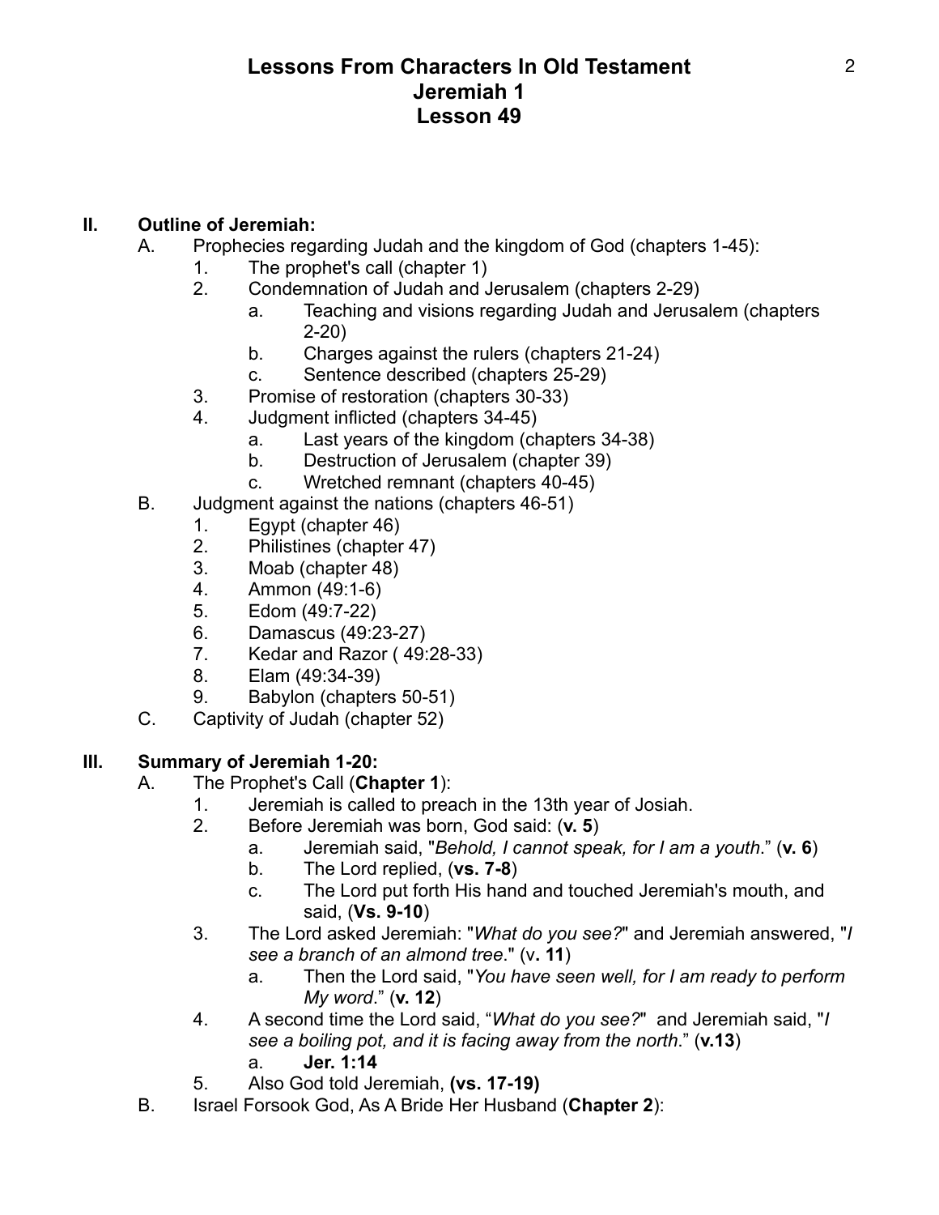# Lessons From Characters In Old Testament
# Jeremiah 1
# Lesson 49

## II. Outline of Jeremiah:

A. Prophecies regarding Judah and the kingdom of God (chapters 1-45):
   1. The prophet's call (chapter 1)
   2. Condemnation of Judah and Jerusalem (chapters 2-29)
      a. Teaching and visions regarding Judah and Jerusalem (chapters 2-20)
      b. Charges against the rulers (chapters 21-24)
      c. Sentence described (chapters 25-29)
   3. Promise of restoration (chapters 30-33)
   4. Judgment inflicted (chapters 34-45)
      a. Last years of the kingdom (chapters 34-38)
      b. Destruction of Jerusalem (chapter 39)
      c. Wretched remnant (chapters 40-45)

B. Judgment against the nations (chapters 46-51)
   1. Egypt (chapter 46)
   2. Philistines (chapter 47)
   3. Moab (chapter 48)
   4. Ammon (49:1-6)
   5. Edom (49:7-22)
   6. Damascus (49:23-27)
   7. Kedar and Razor ( 49:28-33)
   8. Elam (49:34-39)
   9. Babylon (chapters 50-51)

C. Captivity of Judah (chapter 52)

## III. Summary of Jeremiah 1-20:

A. The Prophet's Call (**Chapter 1**):
   1. Jeremiah is called to preach in the 13th year of Josiah.
   2. Before Jeremiah was born, God said: (**v. 5**)
      a. Jeremiah said, "*Behold, I cannot speak, for I am a youth*." (**v. 6**)
      b. The Lord replied, (**vs. 7-8**)
      c. The Lord put forth His hand and touched Jeremiah's mouth, and said, (**Vs. 9-10**)
   3. The Lord asked Jeremiah: "*What do you see?*" and Jeremiah answered, "*I see a branch of an almond tree*." (v**. 11**)
      a. Then the Lord said, "*You have seen well, for I am ready to perform My word*." (**v. 12**)
   4. A second time the Lord said, "*What do you see?*" and Jeremiah said, "*I see a boiling pot, and it is facing away from the north*." (**v.13**)
      a. **Jer. 1:14**
   5. Also God told Jeremiah, **(vs. 17-19)**

B. Israel Forsook God, As A Bride Her Husband (**Chapter 2**):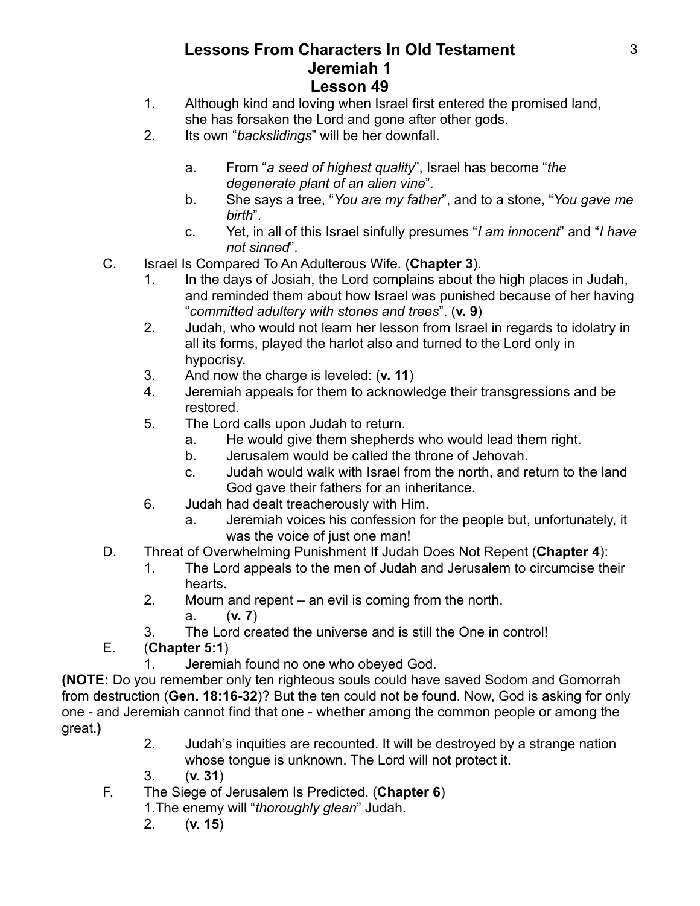# Lessons From Characters In Old Testament
## Jeremiah 1
## Lesson 49

1. Although kind and loving when Israel first entered the promised land, she has forsaken the Lord and gone after other gods.
2. Its own "*backslidings*" will be her downfall.

   a. From "*a seed of highest quality*", Israel has become "*the degenerate plant of an alien vine*".
   b. She says a tree, "*You are my father*", and to a stone, "*You gave me birth*".
   c. Yet, in all of this Israel sinfully presumes "*I am innocent*" and "*I have not sinned*".

C. Israel Is Compared To An Adulterous Wife. (**Chapter 3**).
   1. In the days of Josiah, the Lord complains about the high places in Judah, and reminded them about how Israel was punished because of her having "*committed adultery with stones and trees*". (**v. 9**)
   2. Judah, who would not learn her lesson from Israel in regards to idolatry in all its forms, played the harlot also and turned to the Lord only in hypocrisy.
   3. And now the charge is leveled: (**v. 11**)
   4. Jeremiah appeals for them to acknowledge their transgressions and be restored.
   5. The Lord calls upon Judah to return.
      a. He would give them shepherds who would lead them right.
      b. Jerusalem would be called the throne of Jehovah.
      c. Judah would walk with Israel from the north, and return to the land God gave their fathers for an inheritance.
   6. Judah had dealt treacherously with Him.
      a. Jeremiah voices his confession for the people but, unfortunately, it was the voice of just one man!

D. Threat of Overwhelming Punishment If Judah Does Not Repent (**Chapter 4**):
   1. The Lord appeals to the men of Judah and Jerusalem to circumcise their hearts.
   2. Mourn and repent – an evil is coming from the north.
      a. (**v. 7**)
   3. The Lord created the universe and is still the One in control!

E. (**Chapter 5:1**)
   1. Jeremiah found no one who obeyed God.

**(NOTE:** Do you remember only ten righteous souls could have saved Sodom and Gomorrah from destruction (**Gen. 18:16-32**)? But the ten could not be found. Now, God is asking for only one - and Jeremiah cannot find that one - whether among the common people or among the great.**)**

   2. Judah's inquities are recounted. It will be destroyed by a strange nation whose tongue is unknown. The Lord will not protect it.
   3. (**v. 31**)

F. The Siege of Jerusalem Is Predicted. (**Chapter 6**)
   1. The enemy will "*thoroughly glean*" Judah.
   2. (**v. 15**)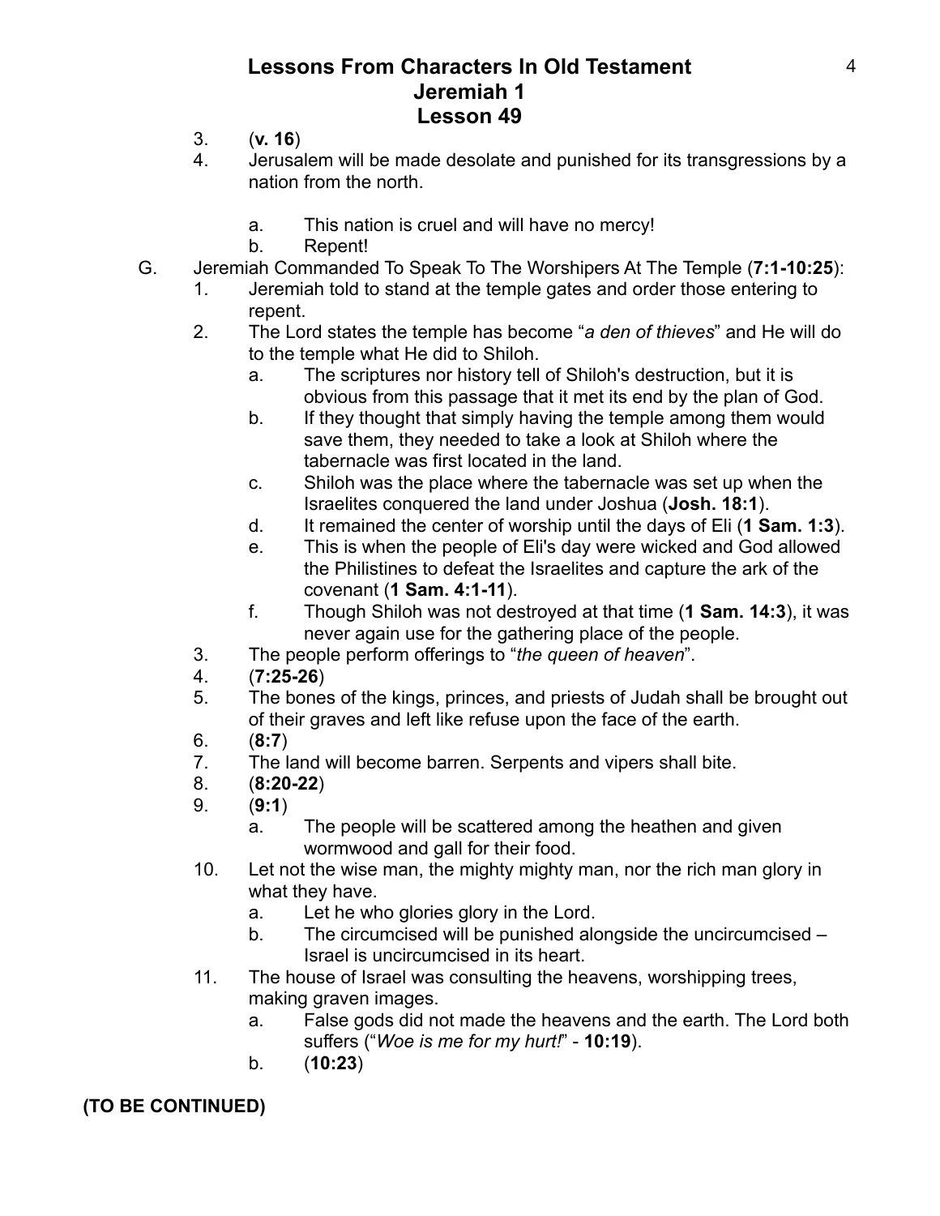3. (**v. 16**)
4. Jerusalem will be made desolate and punished for its transgressions by a nation from the north.

    a. This nation is cruel and will have no mercy!
    b. Repent!

G. Jeremiah Commanded To Speak To The Worshipers At The Temple (**7:1-10:25**):
1. Jeremiah told to stand at the temple gates and order those entering to repent.
2. The Lord states the temple has become "*a den of thieves*" and He will do to the temple what He did to Shiloh.
    a. The scriptures nor history tell of Shiloh's destruction, but it is obvious from this passage that it met its end by the plan of God.
    b. If they thought that simply having the temple among them would save them, they needed to take a look at Shiloh where the tabernacle was first located in the land.
    c. Shiloh was the place where the tabernacle was set up when the Israelites conquered the land under Joshua (**Josh. 18:1**).
    d. It remained the center of worship until the days of Eli (**1 Sam. 1:3**).
    e. This is when the people of Eli's day were wicked and God allowed the Philistines to defeat the Israelites and capture the ark of the covenant (**1 Sam. 4:1-11**).
    f. Though Shiloh was not destroyed at that time (**1 Sam. 14:3**), it was never again use for the gathering place of the people.
3. The people perform offerings to "*the queen of heaven*".
4. (**7:25-26**)
5. The bones of the kings, princes, and priests of Judah shall be brought out of their graves and left like refuse upon the face of the earth.
6. (**8:7**)
7. The land will become barren. Serpents and vipers shall bite.
8. (**8:20-22**)
9. (**9:1**)
    a. The people will be scattered among the heathen and given wormwood and gall for their food.
10. Let not the wise man, the mighty mighty man, nor the rich man glory in what they have.
    a. Let he who glories glory in the Lord.
    b. The circumcised will be punished alongside the uncircumcised – Israel is uncircumcised in its heart.
11. The house of Israel was consulting the heavens, worshipping trees, making graven images.
    a. False gods did not made the heavens and the earth. The Lord both suffers ("*Woe is me for my hurt!*" - **10:19**).
    b. (**10:23**)

**(TO BE CONTINUED)**